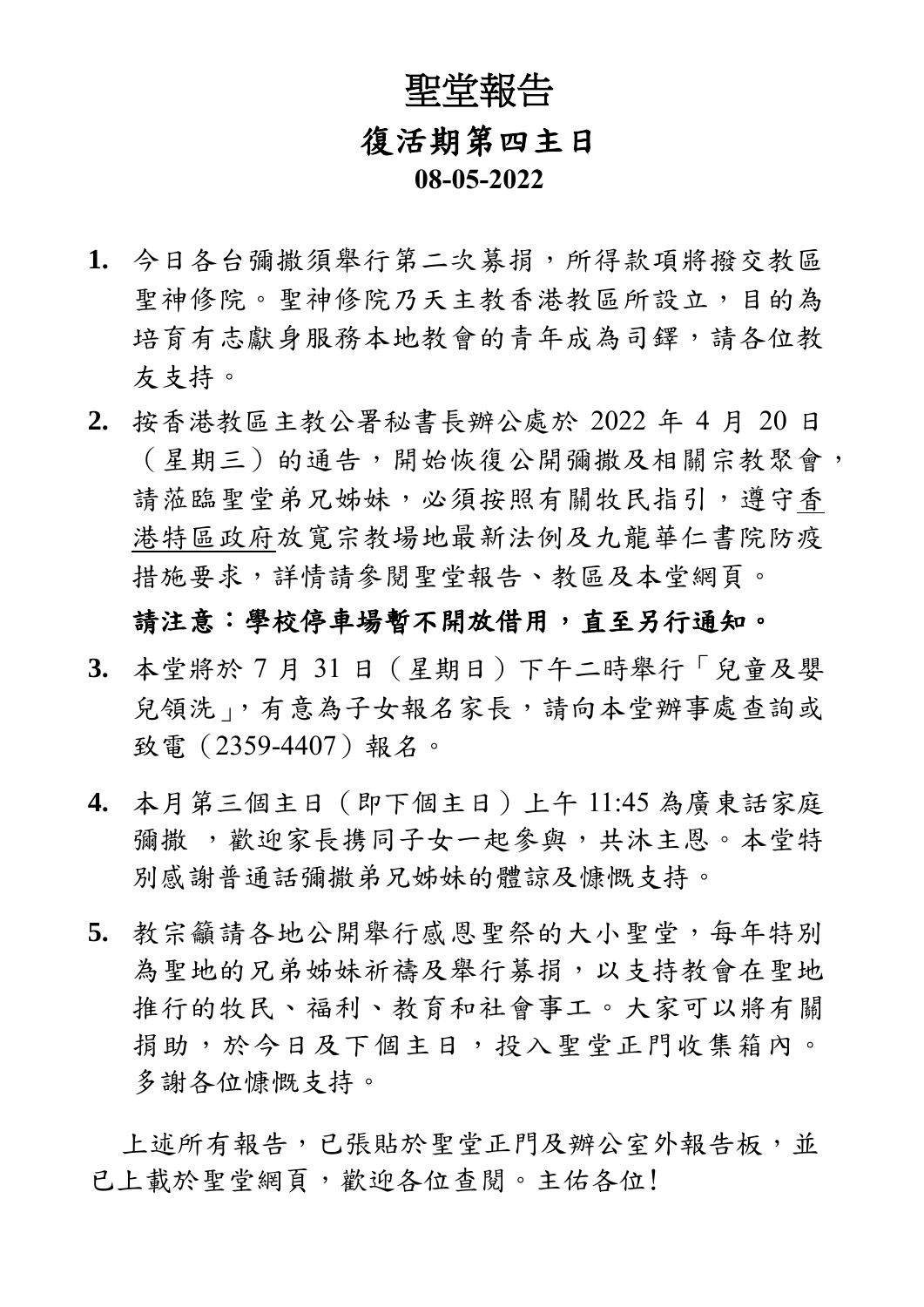# 聖堂報告

## 復活期第四主日

**08-05-2022**

1. 今日各台彌撒須舉行第二次募捐，所得款項將撥交教區聖神修院。聖神修院乃天主教香港教區所設立，目的為培育有志獻身服務本地教會的青年成為司鐸，請各位教友支持。

2. 按香港教區主教公署秘書長辦公處於 2022 年 4 月 20 日（星期三）的通告，開始恢復公開彌撒及相關宗教聚會，請蒞臨聖堂弟兄姊妹，必須按照有關牧民指引，遵守香港特區政府放寬宗教場地最新法例及九龍華仁書院防疫措施要求，詳情請參閱聖堂報告、教區及本堂網頁。

   **請注意：學校停車場暫不開放借用，直至另行通知。**

3. 本堂將於 7 月 31 日（星期日）下午二時舉行「兒童及嬰兒領洗」，有意為子女報名家長，請向本堂辦事處查詢或致電（2359-4407）報名。

4. 本月第三個主日（即下個主日）上午 11:45 為廣東話家庭彌撒 ，歡迎家長攜同子女一起參與，共沐主恩。本堂特別感謝普通話彌撒弟兄姊妹的體諒及慷慨支持。

5. 教宗籲請各地公開舉行感恩聖祭的大小聖堂，每年特別為聖地的兄弟姊妹祈禱及舉行募捐，以支持教會在聖地推行的牧民、福利、教育和社會事工。大家可以將有關捐助，於今日及下個主日，投入聖堂正門收集箱內。多謝各位慷慨支持。

上述所有報告，已張貼於聖堂正門及辦公室外報告板，並已上載於聖堂網頁，歡迎各位查閱。主佑各位!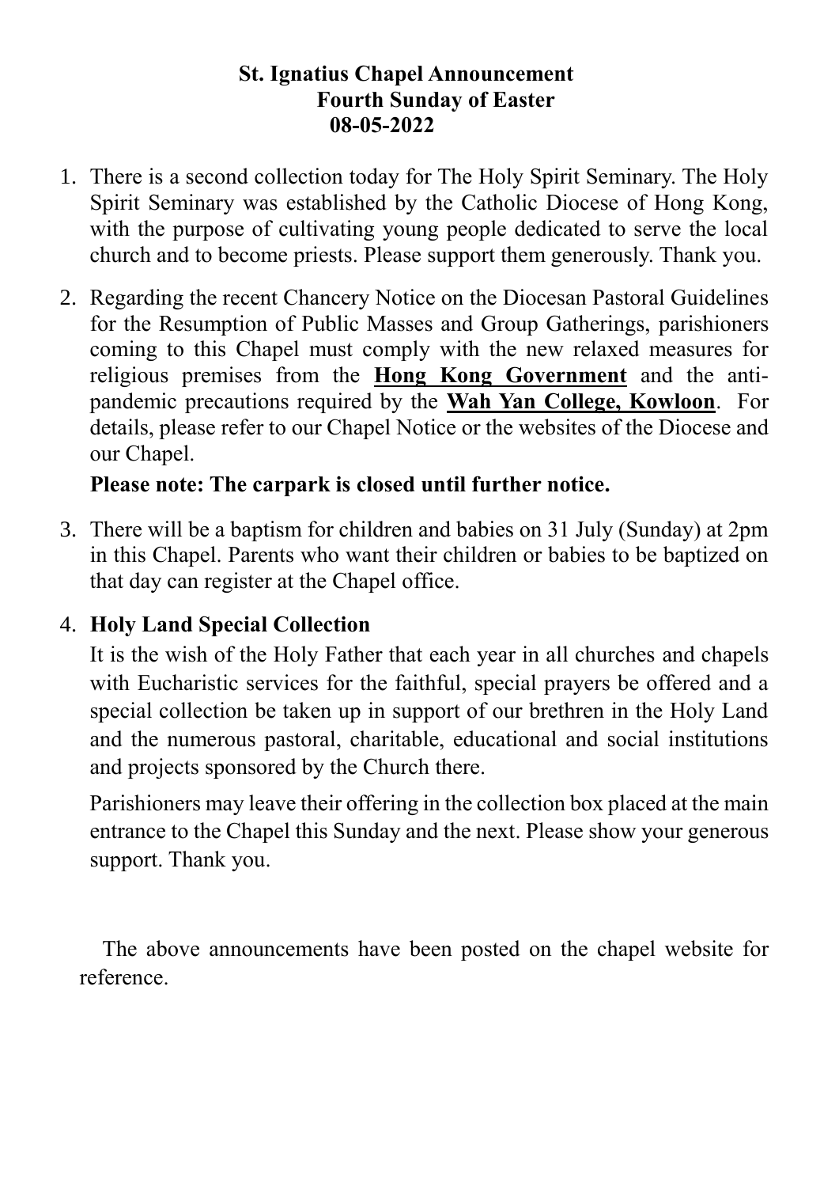**St. Ignatius Chapel Announcement**
**Fourth Sunday of Easter**
**08-05-2022**

1. There is a second collection today for The Holy Spirit Seminary. The Holy Spirit Seminary was established by the Catholic Diocese of Hong Kong, with the purpose of cultivating young people dedicated to serve the local church and to become priests. Please support them generously. Thank you.

2. Regarding the recent Chancery Notice on the Diocesan Pastoral Guidelines for the Resumption of Public Masses and Group Gatherings, parishioners coming to this Chapel must comply with the new relaxed measures for religious premises from the **Hong Kong Government** and the anti-pandemic precautions required by the **Wah Yan College, Kowloon**. For details, please refer to our Chapel Notice or the websites of the Diocese and our Chapel.

   **Please note: The carpark is closed until further notice.**

3. There will be a baptism for children and babies on 31 July (Sunday) at 2pm in this Chapel. Parents who want their children or babies to be baptized on that day can register at the Chapel office.

4. **Holy Land Special Collection**

   It is the wish of the Holy Father that each year in all churches and chapels with Eucharistic services for the faithful, special prayers be offered and a special collection be taken up in support of our brethren in the Holy Land and the numerous pastoral, charitable, educational and social institutions and projects sponsored by the Church there.

   Parishioners may leave their offering in the collection box placed at the main entrance to the Chapel this Sunday and the next. Please show your generous support. Thank you.

The above announcements have been posted on the chapel website for reference.